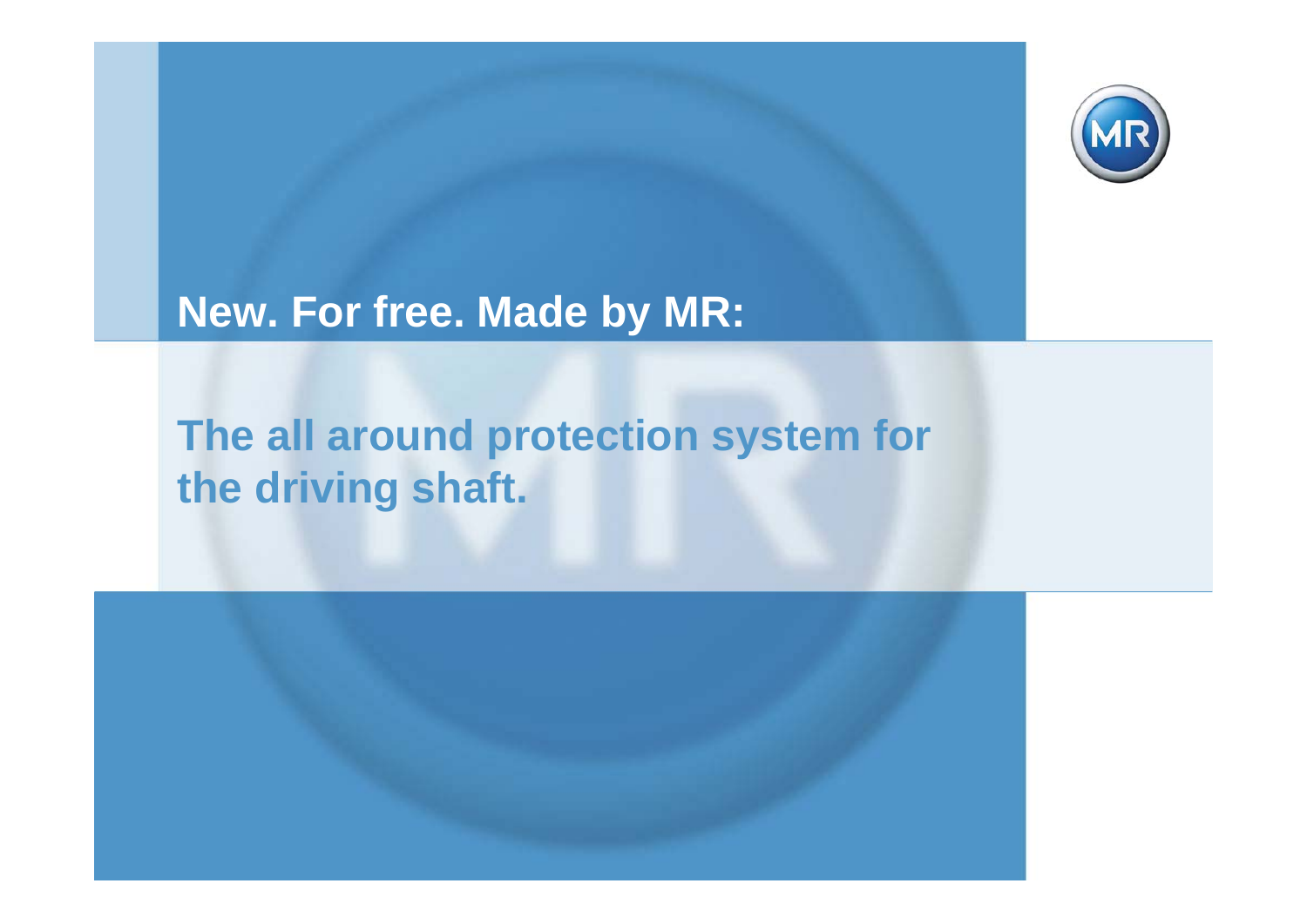# New. For free. Made by MR:

## The all around protection system for the driving shaft.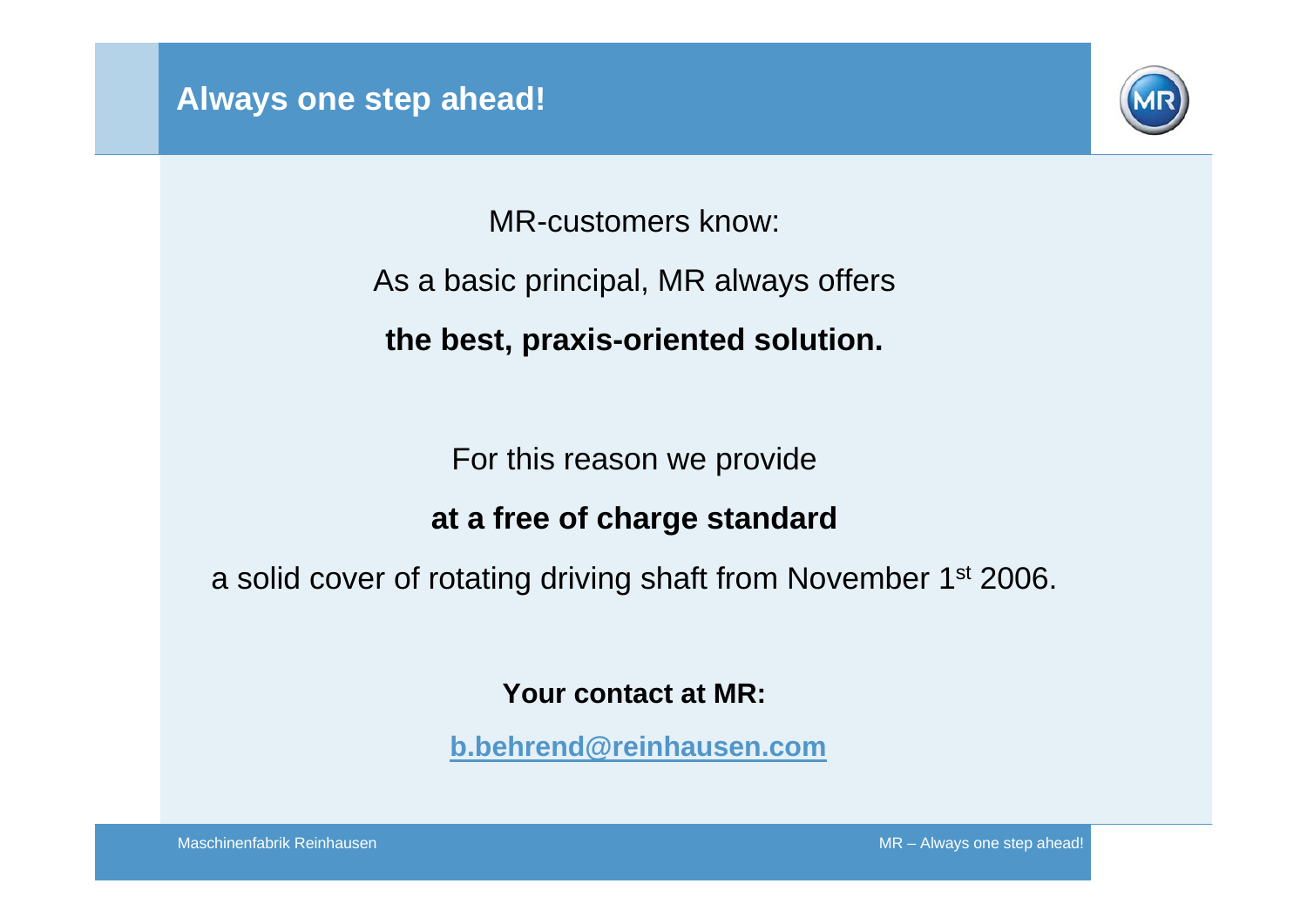# Always one step ahead!

MR-customers know:

As a basic principal, MR always offers

**the best, praxis-oriented solution.**

For this reason we provide

**at a free of charge standard**

a solid cover of rotating driving shaft from November 1st 2006.

**Your contact at MR:**

**b.behrend@reinhausen.com**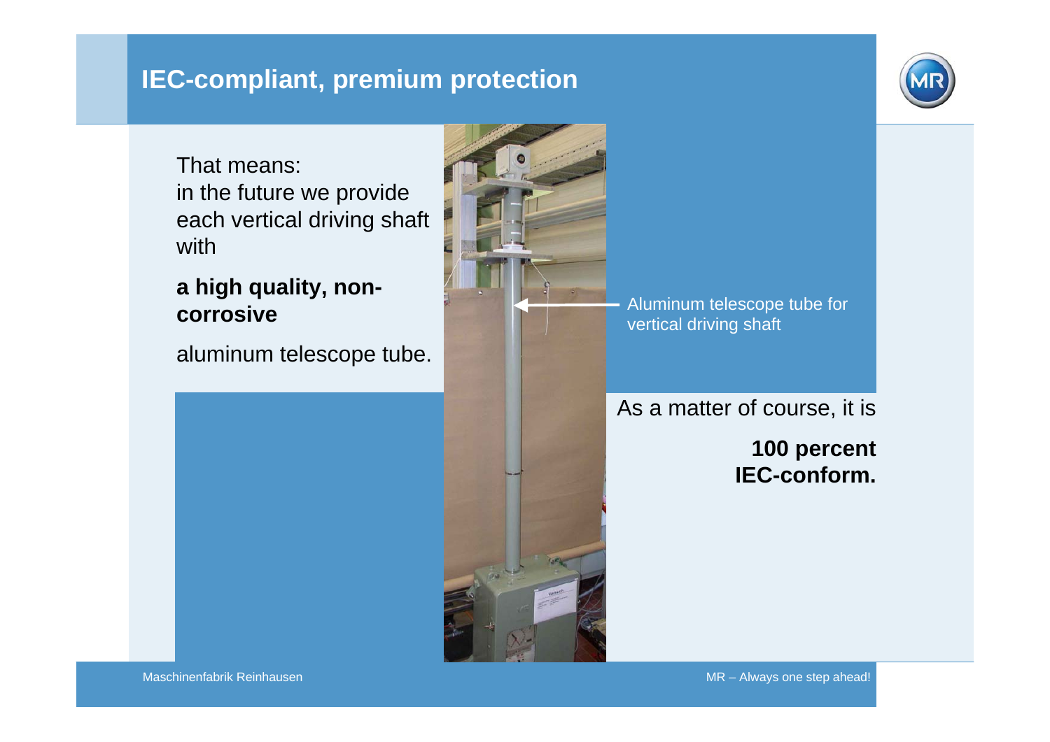# IEC-compliant, premium protection

That means:
in the future we provide each vertical driving shaft with

**a high quality, non-corrosive**

aluminum telescope tube.

Aluminum telescope tube for vertical driving shaft

As a matter of course, it is

**100 percent IEC-conform.**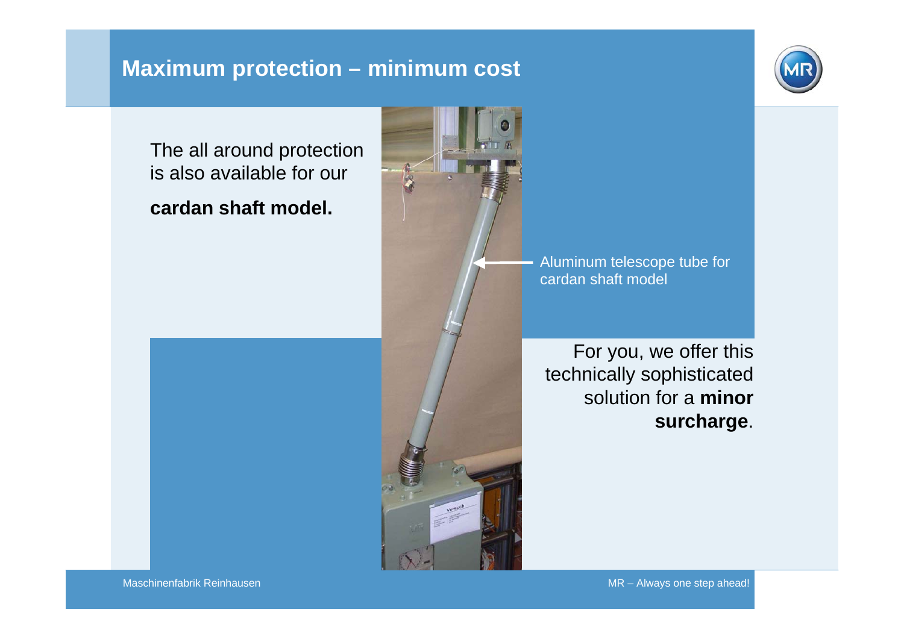# Maximum protection – minimum cost

The all around protection is also available for our

**cardan shaft model.**

Aluminum telescope tube for cardan shaft model

For you, we offer this technically sophisticated solution for a **minor surcharge**.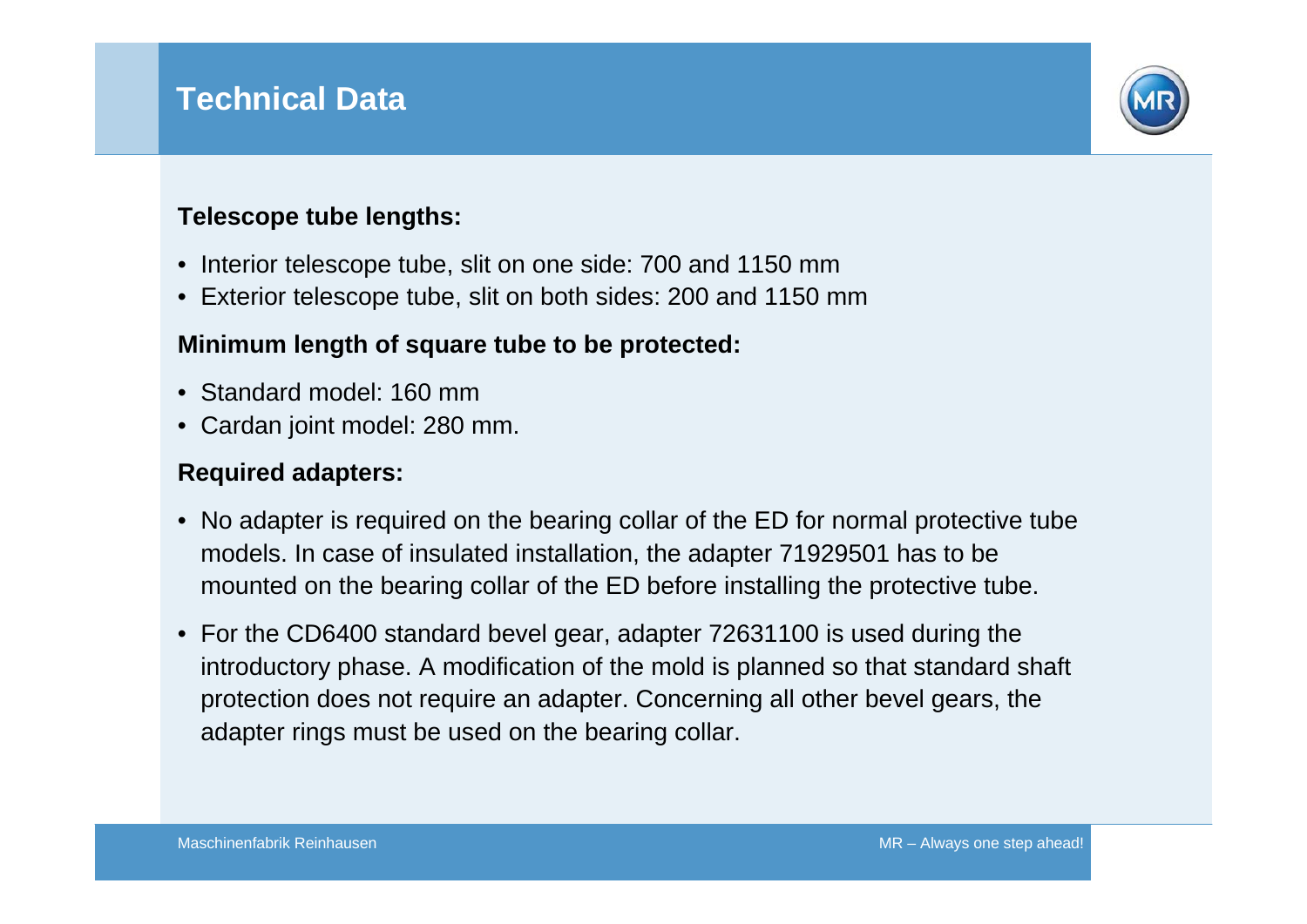# Technical Data

**Telescope tube lengths:**

- Interior telescope tube, slit on one side: 700 and 1150 mm
- Exterior telescope tube, slit on both sides: 200 and 1150 mm

**Minimum length of square tube to be protected:**

- Standard model: 160 mm
- Cardan joint model: 280 mm.

**Required adapters:**

- No adapter is required on the bearing collar of the ED for normal protective tube models. In case of insulated installation, the adapter 71929501 has to be mounted on the bearing collar of the ED before installing the protective tube.
- For the CD6400 standard bevel gear, adapter 72631100 is used during the introductory phase. A modification of the mold is planned so that standard shaft protection does not require an adapter. Concerning all other bevel gears, the adapter rings must be used on the bearing collar.